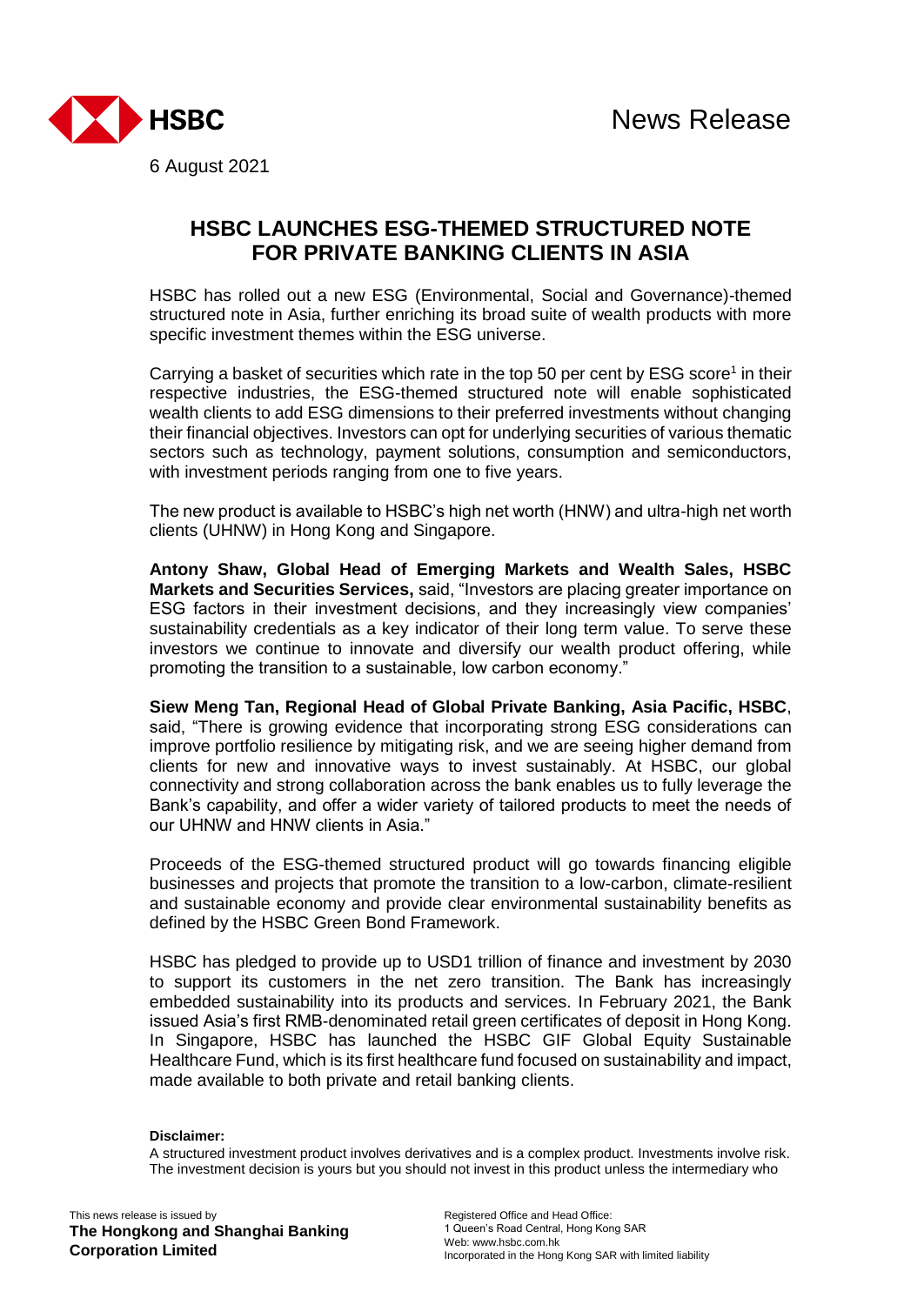HSBC

News Release

6 August 2021

# HSBC LAUNCHES ESG-THEMED STRUCTURED NOTE FOR PRIVATE BANKING CLIENTS IN ASIA

HSBC has rolled out a new ESG (Environmental, Social and Governance)-themed structured note in Asia, further enriching its broad suite of wealth products with more specific investment themes within the ESG universe.

Carrying a basket of securities which rate in the top 50 per cent by ESG score[1] in their respective industries, the ESG-themed structured note will enable sophisticated wealth clients to add ESG dimensions to their preferred investments without changing their financial objectives. Investors can opt for underlying securities of various thematic sectors such as technology, payment solutions, consumption and semiconductors, with investment periods ranging from one to five years.

The new product is available to HSBC's high net worth (HNW) and ultra-high net worth clients (UHNW) in Hong Kong and Singapore.

**Antony Shaw, Global Head of Emerging Markets and Wealth Sales, HSBC Markets and Securities Services,** said, "Investors are placing greater importance on ESG factors in their investment decisions, and they increasingly view companies' sustainability credentials as a key indicator of their long term value. To serve these investors we continue to innovate and diversify our wealth product offering, while promoting the transition to a sustainable, low carbon economy."

**Siew Meng Tan, Regional Head of Global Private Banking, Asia Pacific, HSBC**, said, "There is growing evidence that incorporating strong ESG considerations can improve portfolio resilience by mitigating risk, and we are seeing higher demand from clients for new and innovative ways to invest sustainably. At HSBC, our global connectivity and strong collaboration across the bank enables us to fully leverage the Bank's capability, and offer a wider variety of tailored products to meet the needs of our UHNW and HNW clients in Asia."

Proceeds of the ESG-themed structured product will go towards financing eligible businesses and projects that promote the transition to a low-carbon, climate-resilient and sustainable economy and provide clear environmental sustainability benefits as defined by the HSBC Green Bond Framework.

HSBC has pledged to provide up to USD1 trillion of finance and investment by 2030 to support its customers in the net zero transition. The Bank has increasingly embedded sustainability into its products and services. In February 2021, the Bank issued Asia's first RMB-denominated retail green certificates of deposit in Hong Kong. In Singapore, HSBC has launched the HSBC GIF Global Equity Sustainable Healthcare Fund, which is its first healthcare fund focused on sustainability and impact, made available to both private and retail banking clients.

**Disclaimer:**

A structured investment product involves derivatives and is a complex product. Investments involve risk. The investment decision is yours but you should not invest in this product unless the intermediary who

This news release is issued by
**The Hongkong and Shanghai Banking Corporation Limited**

Registered Office and Head Office:
1 Queen's Road Central, Hong Kong SAR
Web: www.hsbc.com.hk
Incorporated in the Hong Kong SAR with limited liability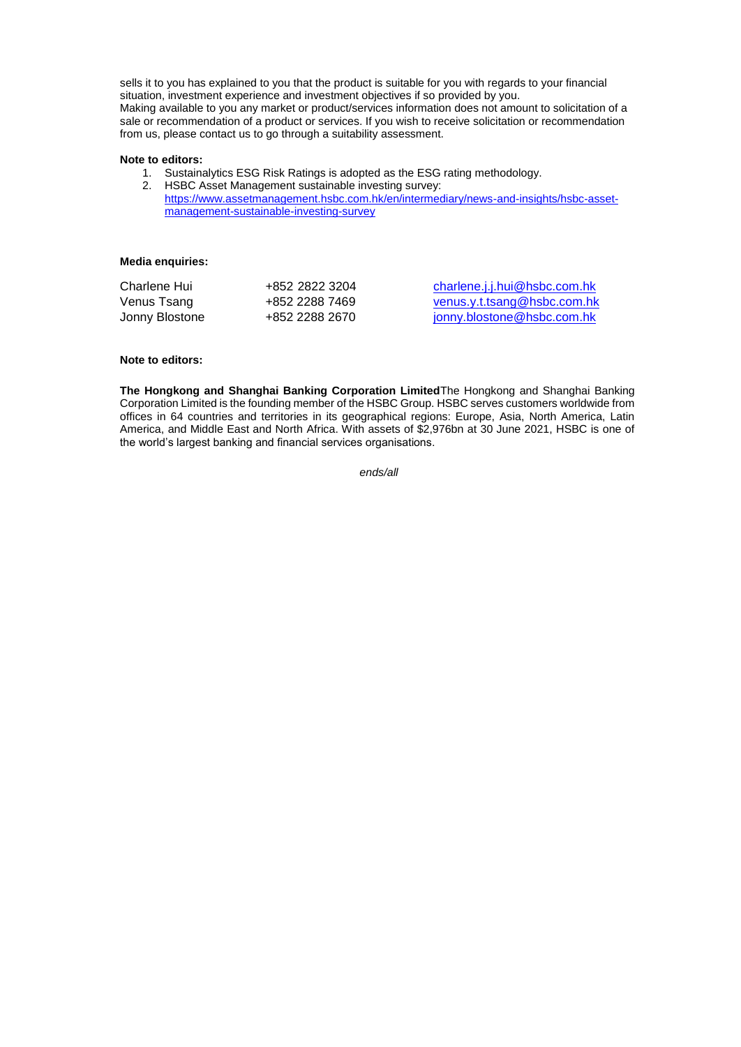sells it to you has explained to you that the product is suitable for you with regards to your financial situation, investment experience and investment objectives if so provided by you.
Making available to you any market or product/services information does not amount to solicitation of a sale or recommendation of a product or services. If you wish to receive solicitation or recommendation from us, please contact us to go through a suitability assessment.

**Note to editors:**

1. Sustainalytics ESG Risk Ratings is adopted as the ESG rating methodology.
2. HSBC Asset Management sustainable investing survey: https://www.assetmanagement.hsbc.com.hk/en/intermediary/news-and-insights/hsbc-asset-management-sustainable-investing-survey

**Media enquiries:**

| | | |
|---|---|---|
| Charlene Hui | +852 2822 3204 | charlene.j.j.hui@hsbc.com.hk |
| Venus Tsang | +852 2288 7469 | venus.y.t.tsang@hsbc.com.hk |
| Jonny Blostone | +852 2288 2670 | jonny.blostone@hsbc.com.hk |

**Note to editors:**

**The Hongkong and Shanghai Banking Corporation Limited**The Hongkong and Shanghai Banking Corporation Limited is the founding member of the HSBC Group. HSBC serves customers worldwide from offices in 64 countries and territories in its geographical regions: Europe, Asia, North America, Latin America, and Middle East and North Africa. With assets of $2,976bn at 30 June 2021, HSBC is one of the world's largest banking and financial services organisations.

*ends/all*